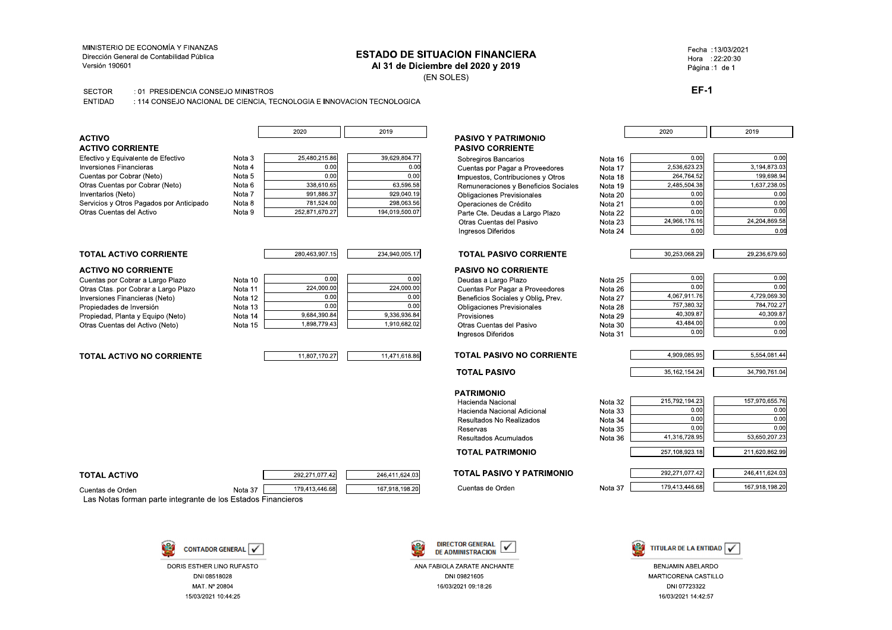MINISTERIO DE ECONOMÍA Y FINANZAS
Dirección General de Contabilidad Pública
Versión 190601

Fecha : 13/03/2021
Hora : 22:20:30
Página : 1 de 1

# ESTADO DE SITUACION FINANCIERA

## Al 31 de Diciembre del 2020 y 2019

(EN SOLES)

**EF-1**

SECTOR : 01 PRESIDENCIA CONSEJO MINISTROS
ENTIDAD : 114 CONSEJO NACIONAL DE CIENCIA, TECNOLOGIA E INNOVACION TECNOLOGICA

| ACTIVO | | 2020 | 2019 |
|---|---|---|---|
| **ACTIVO CORRIENTE** | | | |
| Efectivo y Equivalente de Efectivo | Nota 3 | 25,480,215.86 | 39,629,804.77 |
| Inversiones Financieras | Nota 4 | 0.00 | 0.00 |
| Cuentas por Cobrar (Neto) | Nota 5 | 0.00 | 0.00 |
| Otras Cuentas por Cobrar (Neto) | Nota 6 | 338,610.65 | 63,596.58 |
| Inventarios (Neto) | Nota 7 | 991,886.37 | 929,040.19 |
| Servicios y Otros Pagados por Anticipado | Nota 8 | 781,524.00 | 298,063.56 |
| Otras Cuentas del Activo | Nota 9 | 252,871,670.27 | 194,019,500.07 |
| **TOTAL ACTIVO CORRIENTE** | | 280,463,907.15 | 234,940,005.17 |
| **ACTIVO NO CORRIENTE** | | | |
| Cuentas por Cobrar a Largo Plazo | Nota 10 | 0.00 | 0.00 |
| Otras Ctas. por Cobrar a Largo Plazo | Nota 11 | 224,000.00 | 224,000.00 |
| Inversiones Financieras (Neto) | Nota 12 | 0.00 | 0.00 |
| Propiedades de Inversión | Nota 13 | 0.00 | 0.00 |
| Propiedad, Planta y Equipo (Neto) | Nota 14 | 9,684,390.84 | 9,336,936.84 |
| Otras Cuentas del Activo (Neto) | Nota 15 | 1,898,779.43 | 1,910,682.02 |
| **TOTAL ACTIVO NO CORRIENTE** | | 11,807,170.27 | 11,471,618.86 |
| **TOTAL ACTIVO** | | 292,271,077.42 | 246,411,624.03 |
| Cuentas de Orden | Nota 37 | 179,413,446.68 | 167,918,198.20 |

| PASIVO Y PATRIMONIO | | 2020 | 2019 |
|---|---|---|---|
| **PASIVO CORRIENTE** | | | |
| Sobregiros Bancarios | Nota 16 | 0.00 | 0.00 |
| Cuentas por Pagar a Proveedores | Nota 17 | 2,536,623.23 | 3,194,873.03 |
| Impuestos, Contribuciones y Otros | Nota 18 | 264,764.52 | 199,698.94 |
| Remuneraciones y Beneficios Sociales | Nota 19 | 2,485,504.38 | 1,637,238.05 |
| Obligaciones Previsionales | Nota 20 | 0.00 | 0.00 |
| Operaciones de Crédito | Nota 21 | 0.00 | 0.00 |
| Parte Cte. Deudas a Largo Plazo | Nota 22 | 0.00 | 0.00 |
| Otras Cuentas del Pasivo | Nota 23 | 24,966,176.16 | 24,204,869.58 |
| Ingresos Diferidos | Nota 24 | 0.00 | 0.00 |
| **TOTAL PASIVO CORRIENTE** | | 30,253,068.29 | 29,236,679.60 |
| **PASIVO NO CORRIENTE** | | | |
| Deudas a Largo Plazo | Nota 25 | 0.00 | 0.00 |
| Cuentas Por Pagar a Proveedores | Nota 26 | 0.00 | 0.00 |
| Beneficios Sociales y Oblig. Prev. | Nota 27 | 4,067,911.76 | 4,729,069.30 |
| Obligaciones Previsionales | Nota 28 | 757,380.32 | 784,702.27 |
| Provisiones | Nota 29 | 40,309.87 | 40,309.87 |
| Otras Cuentas del Pasivo | Nota 30 | 43,484.00 | 0.00 |
| Ingresos Diferidos | Nota 31 | 0.00 | 0.00 |
| **TOTAL PASIVO NO CORRIENTE** | | 4,909,085.95 | 5,554,081.44 |
| **TOTAL PASIVO** | | 35,162,154.24 | 34,790,761.04 |
| **PATRIMONIO** | | | |
| Hacienda Nacional | Nota 32 | 215,792,194.23 | 157,970,655.76 |
| Hacienda Nacional Adicional | Nota 33 | 0.00 | 0.00 |
| Resultados No Realizados | Nota 34 | 0.00 | 0.00 |
| Reservas | Nota 35 | 0.00 | 0.00 |
| Resultados Acumulados | Nota 36 | 41,316,728.95 | 53,650,207.23 |
| **TOTAL PATRIMONIO** | | 257,108,923.18 | 211,620,862.99 |
| **TOTAL PASIVO Y PATRIMONIO** | | 292,271,077.42 | 246,411,624.03 |
| Cuentas de Orden | Nota 37 | 179,413,446.68 | 167,918,198.20 |

Las Notas forman parte integrante de los Estados Financieros

CONTADOR GENERAL ✓
DORIS ESTHER LINO RUFASTO
DNI 08518028
MAT. Nº 20804
15/03/2021 10:44:25

DIRECTOR GENERAL DE ADMINISTRACION ✓
ANA FABIOLA ZARATE ANCHANTE
DNI 09821605
16/03/2021 09:18:26

TITULAR DE LA ENTIDAD ✓
BENJAMIN ABELARDO MARTICORENA CASTILLO
DNI 07723322
16/03/2021 14:42:57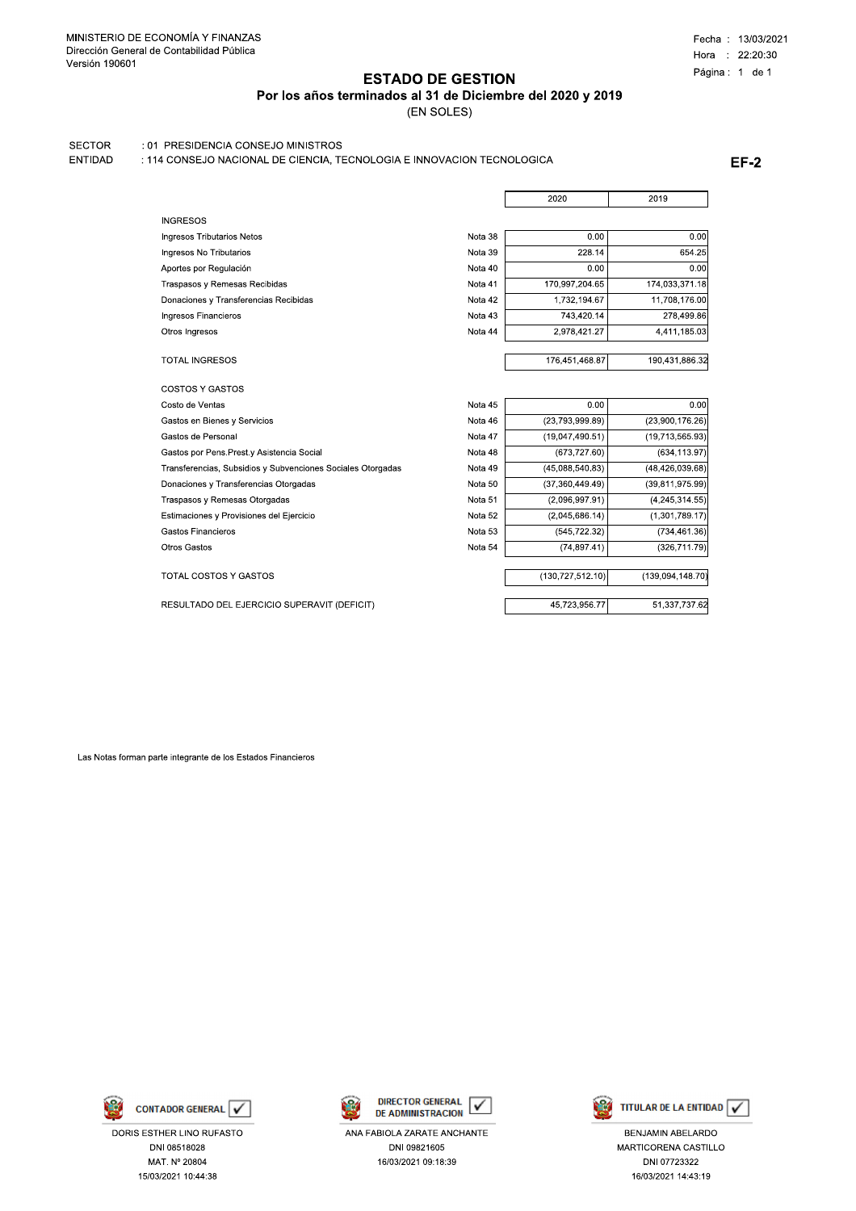MINISTERIO DE ECONOMÍA Y FINANZAS
Dirección General de Contabilidad Pública
Versión 190601

Fecha : 13/03/2021
Hora : 22:20:30
Página : 1 de 1

# ESTADO DE GESTION

## Por los años terminados al 31 de Diciembre del 2020 y 2019

(EN SOLES)

SECTOR : 01 PRESIDENCIA CONSEJO MINISTROS
ENTIDAD : 114 CONSEJO NACIONAL DE CIENCIA, TECNOLOGIA E INNOVACION TECNOLOGICA

**EF-2**

| | | 2020 | 2019 |
|---|---|---|---|
| INGRESOS | | | |
| Ingresos Tributarios Netos | Nota 38 | 0.00 | 0.00 |
| Ingresos No Tributarios | Nota 39 | 228.14 | 654.25 |
| Aportes por Regulación | Nota 40 | 0.00 | 0.00 |
| Traspasos y Remesas Recibidas | Nota 41 | 170,997,204.65 | 174,033,371.18 |
| Donaciones y Transferencias Recibidas | Nota 42 | 1,732,194.67 | 11,708,176.00 |
| Ingresos Financieros | Nota 43 | 743,420.14 | 278,499.86 |
| Otros Ingresos | Nota 44 | 2,978,421.27 | 4,411,185.03 |
| TOTAL INGRESOS | | 176,451,468.87 | 190,431,886.32 |
| COSTOS Y GASTOS | | | |
| Costo de Ventas | Nota 45 | 0.00 | 0.00 |
| Gastos en Bienes y Servicios | Nota 46 | (23,793,999.89) | (23,900,176.26) |
| Gastos de Personal | Nota 47 | (19,047,490.51) | (19,713,565.93) |
| Gastos por Pens.Prest.y Asistencia Social | Nota 48 | (673,727.60) | (634,113.97) |
| Transferencias, Subsidios y Subvenciones Sociales Otorgadas | Nota 49 | (45,088,540.83) | (48,426,039.68) |
| Donaciones y Transferencias Otorgadas | Nota 50 | (37,360,449.49) | (39,811,975.99) |
| Traspasos y Remesas Otorgadas | Nota 51 | (2,096,997.91) | (4,245,314.55) |
| Estimaciones y Provisiones del Ejercicio | Nota 52 | (2,045,686.14) | (1,301,789.17) |
| Gastos Financieros | Nota 53 | (545,722.32) | (734,461.36) |
| Otros Gastos | Nota 54 | (74,897.41) | (326,711.79) |
| TOTAL COSTOS Y GASTOS | | (130,727,512.10) | (139,094,148.70) |
| RESULTADO DEL EJERCICIO SUPERAVIT (DEFICIT) | | 45,723,956.77 | 51,337,737.62 |

Las Notas forman parte integrante de los Estados Financieros

| CONTADOR GENERAL | DIRECTOR GENERAL DE ADMINISTRACION | TITULAR DE LA ENTIDAD |
|---|---|---|
| DORIS ESTHER LINO RUFASTO | ANA FABIOLA ZARATE ANCHANTE | BENJAMIN ABELARDO MARTICORENA CASTILLO |
| DNI 08518028 | DNI 09821605 | DNI 07723322 |
| MAT. Nº 20804 | 16/03/2021 09:18:39 | 16/03/2021 14:43:19 |
| 15/03/2021 10:44:38 | | |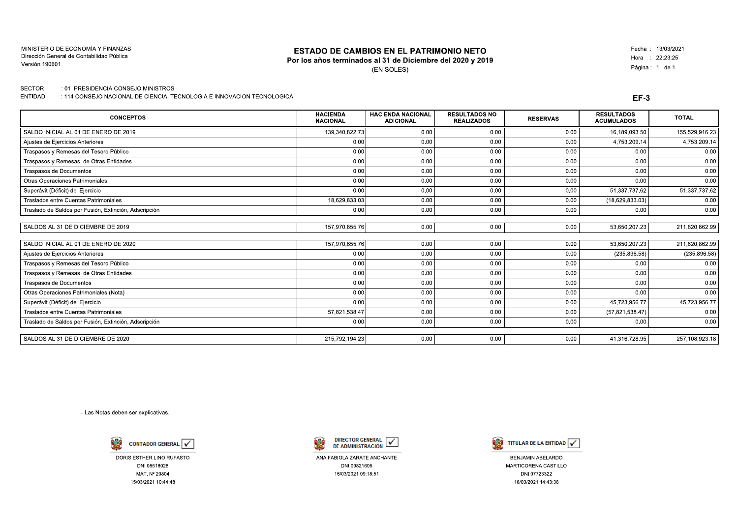MINISTERIO DE ECONOMÍA Y FINANZAS
Dirección General de Contabilidad Pública
Versión 190601

# ESTADO DE CAMBIOS EN EL PATRIMONIO NETO

**Por los años terminados al 31 de Diciembre del 2020 y 2019**

(EN SOLES)

Fecha : 13/03/2021
Hora : 22:23:25

SECTOR : 01 PRESIDENCIA CONSEJO MINISTROS
ENTIDAD : 114 CONSEJO NACIONAL DE CIENCIA, TECNOLOGIA E INNOVACION TECNOLOGICA

**EF-3**

| CONCEPTOS | HACIENDA NACIONAL | HACIENDA NACIONAL ADICIONAL | RESULTADOS NO REALIZADOS | RESERVAS | RESULTADOS ACUMULADOS | TOTAL |
|---|---|---|---|---|---|---|
| SALDO INICIAL AL 01 DE ENERO DE 2019 | 139,340,822.73 | 0.00 | 0.00 | 0.00 | 16,189,093.50 | 155,529,916.23 |
| Ajustes de Ejercicios Anteriores | 0.00 | 0.00 | 0.00 | 0.00 | 4,753,209.14 | 4,753,209.14 |
| Traspasos y Remesas del Tesoro Público | 0.00 | 0.00 | 0.00 | 0.00 | 0.00 | 0.00 |
| Traspasos y Remesas de Otras Entidades | 0.00 | 0.00 | 0.00 | 0.00 | 0.00 | 0.00 |
| Traspasos de Documentos | 0.00 | 0.00 | 0.00 | 0.00 | 0.00 | 0.00 |
| Otras Operaciones Patrimoniales | 0.00 | 0.00 | 0.00 | 0.00 | 0.00 | 0.00 |
| Superávit (Déficit) del Ejercicio | 0.00 | 0.00 | 0.00 | 0.00 | 51,337,737.62 | 51,337,737.62 |
| Traslados entre Cuentas Patrimoniales | 18,629,833.03 | 0.00 | 0.00 | 0.00 | (18,629,833.03) | 0.00 |
| Traslado de Saldos por Fusión, Extinción, Adscripción | 0.00 | 0.00 | 0.00 | 0.00 | 0.00 | 0.00 |
| SALDOS AL 31 DE DICIEMBRE DE 2019 | 157,970,655.76 | 0.00 | 0.00 | 0.00 | 53,650,207.23 | 211,620,862.99 |
| SALDO INICIAL AL 01 DE ENERO DE 2020 | 157,970,655.76 | 0.00 | 0.00 | 0.00 | 53,650,207.23 | 211,620,862.99 |
| Ajustes de Ejercicios Anteriores | 0.00 | 0.00 | 0.00 | 0.00 | (235,896.58) | (235,896.58) |
| Traspasos y Remesas del Tesoro Público | 0.00 | 0.00 | 0.00 | 0.00 | 0.00 | 0.00 |
| Traspasos y Remesas de Otras Entidades | 0.00 | 0.00 | 0.00 | 0.00 | 0.00 | 0.00 |
| Traspasos de Documentos | 0.00 | 0.00 | 0.00 | 0.00 | 0.00 | 0.00 |
| Otras Operaciones Patrimoniales (Nota) | 0.00 | 0.00 | 0.00 | 0.00 | 0.00 | 0.00 |
| Superávit (Déficit) del Ejercicio | 0.00 | 0.00 | 0.00 | 0.00 | 45,723,956.77 | 45,723,956.77 |
| Traslados entre Cuentas Patrimoniales | 57,821,538.47 | 0.00 | 0.00 | 0.00 | (57,821,538.47) | 0.00 |
| Traslado de Saldos por Fusión, Extinción, Adscripción | 0.00 | 0.00 | 0.00 | 0.00 | 0.00 | 0.00 |
| SALDOS AL 31 DE DICIEMBRE DE 2020 | 215,792,194.23 | 0.00 | 0.00 | 0.00 | 41,316,728.95 | 257,108,923.18 |

- Las Notas deben ser explicativas.

| CONTADOR GENERAL ✓ | DIRECTOR GENERAL DE ADMINISTRACION ✓ | TITULAR DE LA ENTIDAD ✓ |
|---|---|---|
| DORIS ESTHER LINO RUFASTO | ANA FABIOLA ZARATE ANCHANTE | BENJAMIN ABELARDO MARTICORENA CASTILLO |
| DNI 08518028 | DNI 09821605 | DNI 07723322 |
| MAT. Nº 20804 | 16/03/2021 09:18:51 | 16/03/2021 14:43:36 |
| 15/03/2021 10:44:48 | | |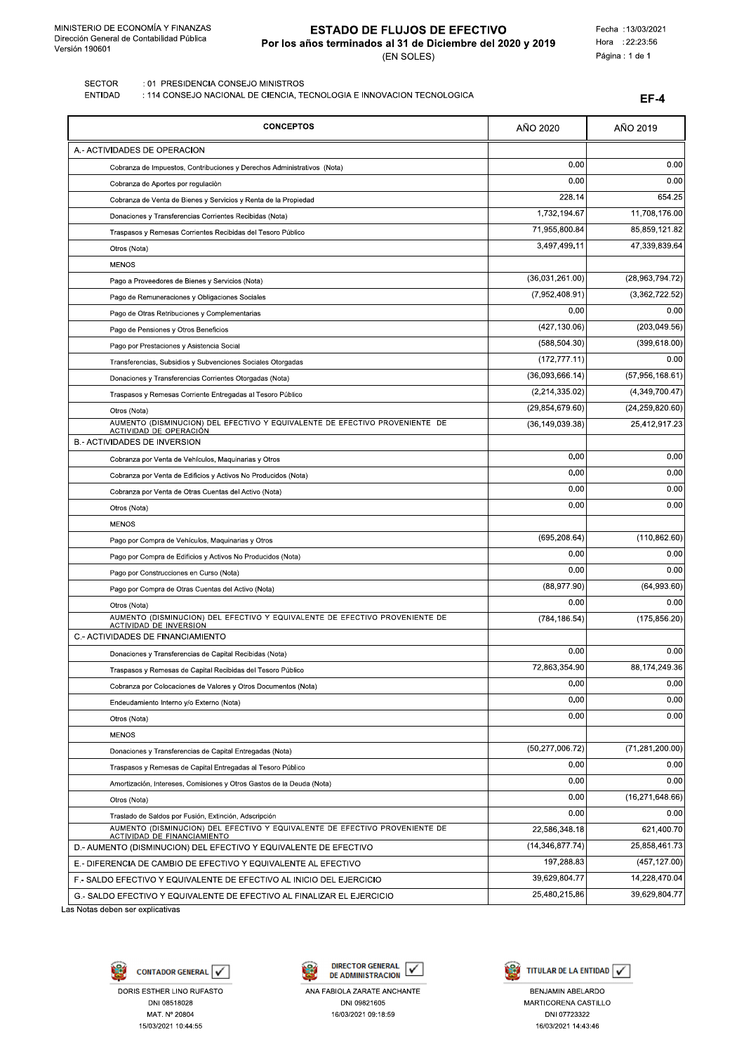MINISTERIO DE ECONOMÍA Y FINANZAS
Dirección General de Contabilidad Pública
Versión 190601

# ESTADO DE FLUJOS DE EFECTIVO
## Por los años terminados al 31 de Diciembre del 2020 y 2019
(EN SOLES)

Fecha : 13/03/2021
Hora : 22:23:56
Página : 1 de 1

SECTOR : 01 PRESIDENCIA CONSEJO MINISTROS
ENTIDAD : 114 CONSEJO NACIONAL DE CIENCIA, TECNOLOGIA E INNOVACION TECNOLOGICA

**EF-4**

| CONCEPTOS | AÑO 2020 | AÑO 2019 |
|---|---|---|
| A.- ACTIVIDADES DE OPERACION | | |
| Cobranza de Impuestos, Contribuciones y Derechos Administrativos (Nota) | 0.00 | 0.00 |
| Cobranza de Aportes por regulación | 0.00 | 0.00 |
| Cobranza de Venta de Bienes y Servicios y Renta de la Propiedad | 228.14 | 654.25 |
| Donaciones y Transferencias Corrientes Recibidas (Nota) | 1,732,194.67 | 11,708,176.00 |
| Traspasos y Remesas Corrientes Recibidas del Tesoro Público | 71,955,800.84 | 85,859,121.82 |
| Otros (Nota) | 3,497,499.11 | 47,339,839.64 |
| MENOS | | |
| Pago a Proveedores de Bienes y Servicios (Nota) | (36,031,261.00) | (28,963,794.72) |
| Pago de Remuneraciones y Obligaciones Sociales | (7,952,408.91) | (3,362,722.52) |
| Pago de Otras Retribuciones y Complementarias | 0.00 | 0.00 |
| Pago de Pensiones y Otros Beneficios | (427,130.06) | (203,049.56) |
| Pago por Prestaciones y Asistencia Social | (588,504.30) | (399,618.00) |
| Transferencias, Subsidios y Subvenciones Sociales Otorgadas | (172,777.11) | 0.00 |
| Donaciones y Transferencias Corrientes Otorgadas (Nota) | (36,093,666.14) | (57,956,168.61) |
| Traspasos y Remesas Corriente Entregadas al Tesoro Público | (2,214,335.02) | (4,349,700.47) |
| Otros (Nota) | (29,854,679.60) | (24,259,820.60) |
| AUMENTO (DISMINUCION) DEL EFECTIVO Y EQUIVALENTE DE EFECTIVO PROVENIENTE DE ACTIVIDAD DE OPERACIÓN | (36,149,039.38) | 25,412,917.23 |
| B.- ACTIVIDADES DE INVERSION | | |
| Cobranza por Venta de Vehículos, Maquinarias y Otros | 0.00 | 0.00 |
| Cobranza por Venta de Edificios y Activos No Producidos (Nota) | 0.00 | 0.00 |
| Cobranza por Venta de Otras Cuentas del Activo (Nota) | 0.00 | 0.00 |
| Otros (Nota) | 0.00 | 0.00 |
| MENOS | | |
| Pago por Compra de Vehículos, Maquinarias y Otros | (695,208.64) | (110,862.60) |
| Pago por Compra de Edificios y Activos No Producidos (Nota) | 0.00 | 0.00 |
| Pago por Construcciones en Curso (Nota) | 0.00 | 0.00 |
| Pago por Compra de Otras Cuentas del Activo (Nota) | (88,977.90) | (64,993.60) |
| Otros (Nota) | 0.00 | 0.00 |
| AUMENTO (DISMINUCION) DEL EFECTIVO Y EQUIVALENTE DE EFECTIVO PROVENIENTE DE ACTIVIDAD DE INVERSION | (784,186.54) | (175,856.20) |
| C.- ACTIVIDADES DE FINANCIAMIENTO | | |
| Donaciones y Transferencias de Capital Recibidas (Nota) | 0.00 | 0.00 |
| Traspasos y Remesas de Capital Recibidas del Tesoro Público | 72,863,354.90 | 88,174,249.36 |
| Cobranza por Colocaciones de Valores y Otros Documentos (Nota) | 0.00 | 0.00 |
| Endeudamiento Interno y/o Externo (Nota) | 0.00 | 0.00 |
| Otros (Nota) | 0.00 | 0.00 |
| MENOS | | |
| Donaciones y Transferencias de Capital Entregadas (Nota) | (50,277,006.72) | (71,281,200.00) |
| Traspasos y Remesas de Capital Entregadas al Tesoro Público | 0.00 | 0.00 |
| Amortización, Intereses, Comisiones y Otros Gastos de la Deuda (Nota) | 0.00 | 0.00 |
| Otros (Nota) | 0.00 | (16,271,648.66) |
| Traslado de Saldos por Fusión, Extinción, Adscripción | 0.00 | 0.00 |
| AUMENTO (DISMINUCION) DEL EFECTIVO Y EQUIVALENTE DE EFECTIVO PROVENIENTE DE ACTIVIDAD DE FINANCIAMIENTO | 22,586,348.18 | 621,400.70 |
| D.- AUMENTO (DISMINUCION) DEL EFECTIVO Y EQUIVALENTE DE EFECTIVO | (14,346,877.74) | 25,858,461.73 |
| E.- DIFERENCIA DE CAMBIO DE EFECTIVO Y EQUIVALENTE AL EFECTIVO | 197,288.83 | (457,127.00) |
| F.- SALDO EFECTIVO Y EQUIVALENTE DE EFECTIVO AL INICIO DEL EJERCICIO | 39,629,804.77 | 14,228,470.04 |
| G.- SALDO EFECTIVO Y EQUIVALENTE DE EFECTIVO AL FINALIZAR EL EJERCICIO | 25,480,215.86 | 39,629,804.77 |

Las Notas deben ser explicativas

| CONTADOR GENERAL ✓ | DIRECTOR GENERAL DE ADMINISTRACION ✓ | TITULAR DE LA ENTIDAD ✓ |
|---|---|---|
| DORIS ESTHER LINO RUFASTO | ANA FABIOLA ZARATE ANCHANTE | BENJAMIN ABELARDO MARTICORENA CASTILLO |
| DNI 08518028 | DNI 09821605 | DNI 07723322 |
| MAT. Nº 20804 | 16/03/2021 09:18:59 | 16/03/2021 14:43:46 |
| 15/03/2021 10:44:55 | | |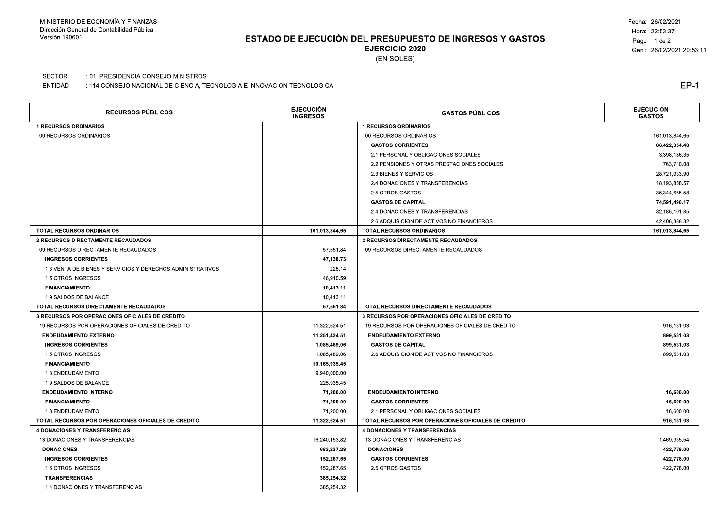MINISTERIO DE ECONOMÍA Y FINANZAS
Dirección General de Contabilidad Pública
Versión 190601

Fecha: 26/02/2021
Hora: 22:53:37
Gen.: 26/02/2021 20:53:11

# ESTADO DE EJECUCIÓN DEL PRESUPUESTO DE INGRESOS Y GASTOS

## EJERCICIO 2020

(EN SOLES)

SECTOR : 01 PRESIDENCIA CONSEJO MINISTROS

ENTIDAD : 114 CONSEJO NACIONAL DE CIENCIA, TECNOLOGIA E INNOVACION TECNOLOGICA

EP-1

| RECURSOS PÚBLICOS | EJECUCIÓN INGRESOS | GASTOS PÚBLICOS | EJECUCIÓN GASTOS |
|---|---|---|---|
| **1 RECURSOS ORDINARIOS** | | **1 RECURSOS ORDINARIOS** | |
| 00 RECURSOS ORDINARIOS | | 00 RECURSOS ORDINARIOS | 161,013,844.65 |
| | | **GASTOS CORRIENTES** | **86,422,354.48** |
| | | 2.1 PERSONAL Y OBLIGACIONES SOCIALES | 3,398,186.35 |
| | | 2.2 PENSIONES Y OTRAS PRESTACIONES SOCIALES | 763,710.08 |
| | | 2.3 BIENES Y SERVICIOS | 28,721,933.90 |
| | | 2.4 DONACIONES Y TRANSFERENCIAS | 18,193,858.57 |
| | | 2.5 OTROS GASTOS | 35,344,665.58 |
| | | **GASTOS DE CAPITAL** | **74,591,490.17** |
| | | 2.4 DONACIONES Y TRANSFERENCIAS | 32,185,101.85 |
| | | 2.6 ADQUISICION DE ACTIVOS NO FINANCIEROS | 42,406,388.32 |
| **TOTAL RECURSOS ORDINARIOS** | **161,013,844.65** | **TOTAL RECURSOS ORDINARIOS** | **161,013,844.65** |
| **2 RECURSOS DIRECTAMENTE RECAUDADOS** | | **2 RECURSOS DIRECTAMENTE RECAUDADOS** | |
| 09 RECURSOS DIRECTAMENTE RECAUDADOS | 57,551.84 | 09 RECURSOS DIRECTAMENTE RECAUDADOS | |
| **INGRESOS CORRIENTES** | **47,138.73** | | |
| 1.3 VENTA DE BIENES Y SERVICIOS Y DERECHOS ADMINISTRATIVOS | 228.14 | | |
| 1.5 OTROS INGRESOS | 46,910.59 | | |
| **FINANCIAMIENTO** | **10,413.11** | | |
| 1.9 SALDOS DE BALANCE | 10,413.11 | | |
| **TOTAL RECURSOS DIRECTAMENTE RECAUDADOS** | **57,551.84** | **TOTAL RECURSOS DIRECTAMENTE RECAUDADOS** | |
| **3 RECURSOS POR OPERACIONES OFICIALES DE CREDITO** | | **3 RECURSOS POR OPERACIONES OFICIALES DE CREDITO** | |
| 19 RECURSOS POR OPERACIONES OFICIALES DE CREDITO | 11,322,624.51 | 19 RECURSOS POR OPERACIONES OFICIALES DE CREDITO | 916,131.03 |
| **ENDEUDAMIENTO EXTERNO** | **11,251,424.51** | **ENDEUDAMIENTO EXTERNO** | **899,531.03** |
| **INGRESOS CORRIENTES** | **1,085,489.06** | **GASTOS DE CAPITAL** | **899,531.03** |
| 1.5 OTROS INGRESOS | 1,085,489.06 | 2.6 ADQUISICION DE ACTIVOS NO FINANCIEROS | 899,531.03 |
| **FINANCIAMIENTO** | **10,165,935.45** | | |
| 1.8 ENDEUDAMIENTO | 9,940,000.00 | | |
| 1.9 SALDOS DE BALANCE | 225,935.45 | | |
| **ENDEUDAMIENTO INTERNO** | **71,200.00** | **ENDEUDAMIENTO INTERNO** | **16,600.00** |
| **FINANCIAMIENTO** | **71,200.00** | **GASTOS CORRIENTES** | **16,600.00** |
| 1.8 ENDEUDAMIENTO | 71,200.00 | 2.1 PERSONAL Y OBLIGACIONES SOCIALES | 16,600.00 |
| **TOTAL RECURSOS POR OPERACIONES OFICIALES DE CREDITO** | **11,322,624.51** | **TOTAL RECURSOS POR OPERACIONES OFICIALES DE CREDITO** | **916,131.03** |
| **4 DONACIONES Y TRANSFERENCIAS** | | **4 DONACIONES Y TRANSFERENCIAS** | |
| 13 DONACIONES Y TRANSFERENCIAS | 16,240,153.82 | 13 DONACIONES Y TRANSFERENCIAS | 1,469,935.54 |
| **DONACIONES** | **683,237.28** | **DONACIONES** | **422,778.00** |
| **INGRESOS CORRIENTES** | **152,287.65** | **GASTOS CORRIENTES** | **422,778.00** |
| 1.5 OTROS INGRESOS | 152,287.65 | 2.5 OTROS GASTOS | 422,778.00 |
| **TRANSFERENCIAS** | **385,254.32** | | |
| 1.4 DONACIONES Y TRANSFERENCIAS | 385,254.32 | | |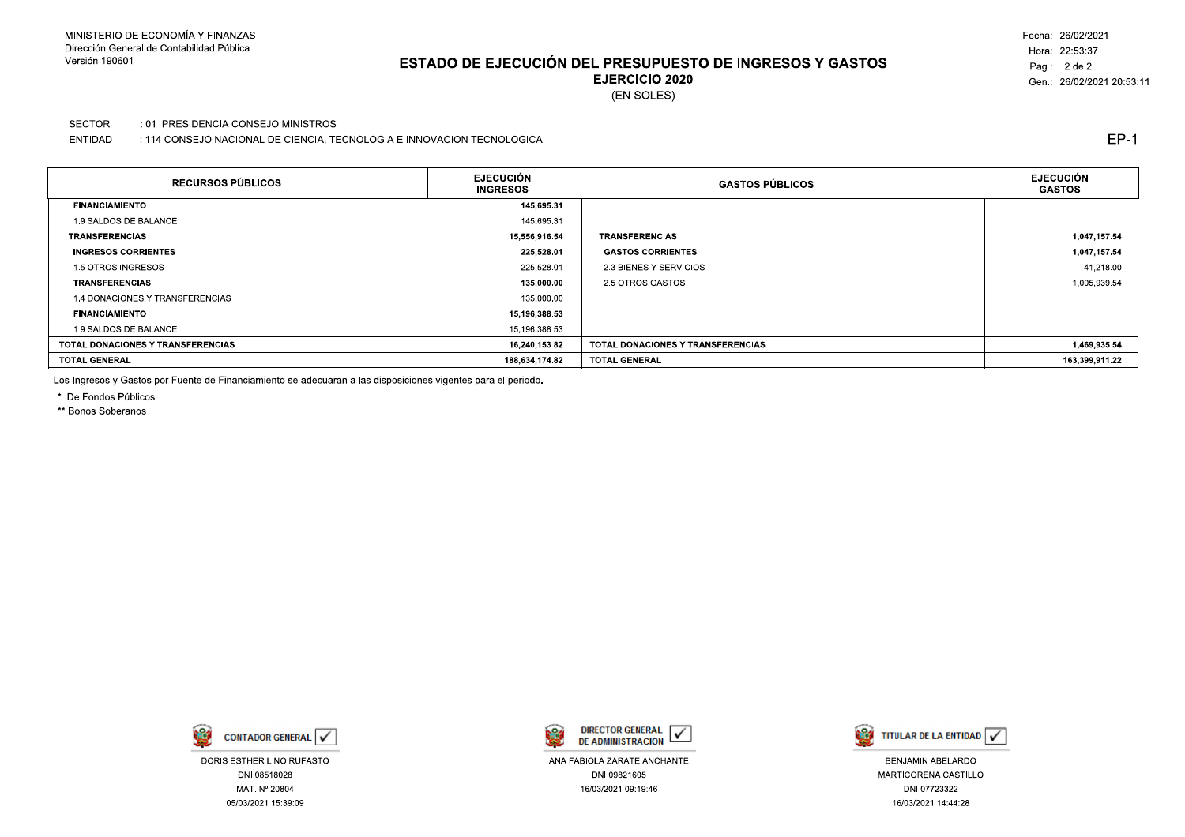MINISTERIO DE ECONOMÍA Y FINANZAS
Dirección General de Contabilidad Pública
Versión 190601

# ESTADO DE EJECUCIÓN DEL PRESUPUESTO DE INGRESOS Y GASTOS

## EJERCICIO 2020

(EN SOLES)

Fecha: 26/02/2021
Hora: 22:53:37
Gen.: 26/02/2021 20:53:11

SECTOR : 01 PRESIDENCIA CONSEJO MINISTROS
ENTIDAD : 114 CONSEJO NACIONAL DE CIENCIA, TECNOLOGIA E INNOVACION TECNOLOGICA

EP-1

| RECURSOS PÚBLICOS | EJECUCIÓN INGRESOS | GASTOS PÚBLICOS | EJECUCIÓN GASTOS |
|---|---|---|---|
| **FINANCIAMIENTO** | **145,695.31** | | |
| 1.9 SALDOS DE BALANCE | 145,695.31 | | |
| **TRANSFERENCIAS** | **15,556,916.54** | **TRANSFERENCIAS** | **1,047,157.54** |
| **INGRESOS CORRIENTES** | **225,528.01** | **GASTOS CORRIENTES** | **1,047,157.54** |
| 1.5 OTROS INGRESOS | 225,528.01 | 2.3 BIENES Y SERVICIOS | 41,218.00 |
| **TRANSFERENCIAS** | **135,000.00** | 2.5 OTROS GASTOS | 1,005,939.54 |
| 1.4 DONACIONES Y TRANSFERENCIAS | 135,000.00 | | |
| **FINANCIAMIENTO** | **15,196,388.53** | | |
| 1.9 SALDOS DE BALANCE | 15,196,388.53 | | |
| **TOTAL DONACIONES Y TRANSFERENCIAS** | **16,240,153.82** | **TOTAL DONACIONES Y TRANSFERENCIAS** | **1,469,935.54** |
| **TOTAL GENERAL** | **188,634,174.82** | **TOTAL GENERAL** | **163,399,911.22** |

Los Ingresos y Gastos por Fuente de Financiamiento se adecuaran a las disposiciones vigentes para el periodo.

\* De Fondos Públicos

\*\* Bonos Soberanos

CONTADOR GENERAL ✓
DORIS ESTHER LINO RUFASTO
DNI 08518028
MAT. Nº 20804
05/03/2021 15:39:09

DIRECTOR GENERAL DE ADMINISTRACION ✓
ANA FABIOLA ZARATE ANCHANTE
DNI 09821605
16/03/2021 09:19:46

TITULAR DE LA ENTIDAD ✓
BENJAMIN ABELARDO MARTICORENA CASTILLO
DNI 07723322
16/03/2021 14:44:28